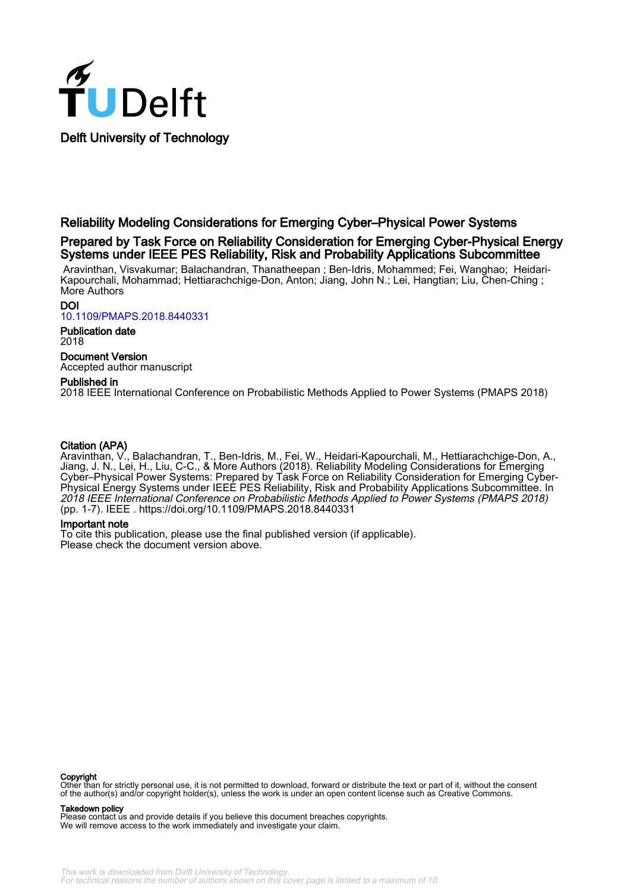Delft University of Technology

# Reliability Modeling Considerations for Emerging Cyber–Physical Power Systems

## Prepared by Task Force on Reliability Consideration for Emerging Cyber-Physical Energy Systems under IEEE PES Reliability, Risk and Probability Applications Subcommittee

Aravinthan, Visvakumar; Balachandran, Thanatheepan ; Ben-Idris, Mohammed; Fei, Wanghao; Heidari-Kapourchali, Mohammad; Hettiarachchige-Don, Anton; Jiang, John N.; Lei, Hangtian; Liu, Chen-Ching ; More Authors

**DOI**
10.1109/PMAPS.2018.8440331

**Publication date**
2018

**Document Version**
Accepted author manuscript

**Published in**
2018 IEEE International Conference on Probabilistic Methods Applied to Power Systems (PMAPS 2018)

**Citation (APA)**
Aravinthan, V., Balachandran, T., Ben-Idris, M., Fei, W., Heidari-Kapourchali, M., Hettiarachchige-Don, A., Jiang, J. N., Lei, H., Liu, C-C., & More Authors (2018). Reliability Modeling Considerations for Emerging Cyber–Physical Power Systems: Prepared by Task Force on Reliability Consideration for Emerging Cyber-Physical Energy Systems under IEEE PES Reliability, Risk and Probability Applications Subcommittee. In *2018 IEEE International Conference on Probabilistic Methods Applied to Power Systems (PMAPS 2018)* (pp. 1-7). IEEE . https://doi.org/10.1109/PMAPS.2018.8440331

**Important note**
To cite this publication, please use the final published version (if applicable).
Please check the document version above.

**Copyright**
Other than for strictly personal use, it is not permitted to download, forward or distribute the text or part of it, without the consent of the author(s) and/or copyright holder(s), unless the work is under an open content license such as Creative Commons.

**Takedown policy**
Please contact us and provide details if you believe this document breaches copyrights.
We will remove access to the work immediately and investigate your claim.

*This work is downloaded from Delft University of Technology.*
*For technical reasons the number of authors shown on this cover page is limited to a maximum of 10.*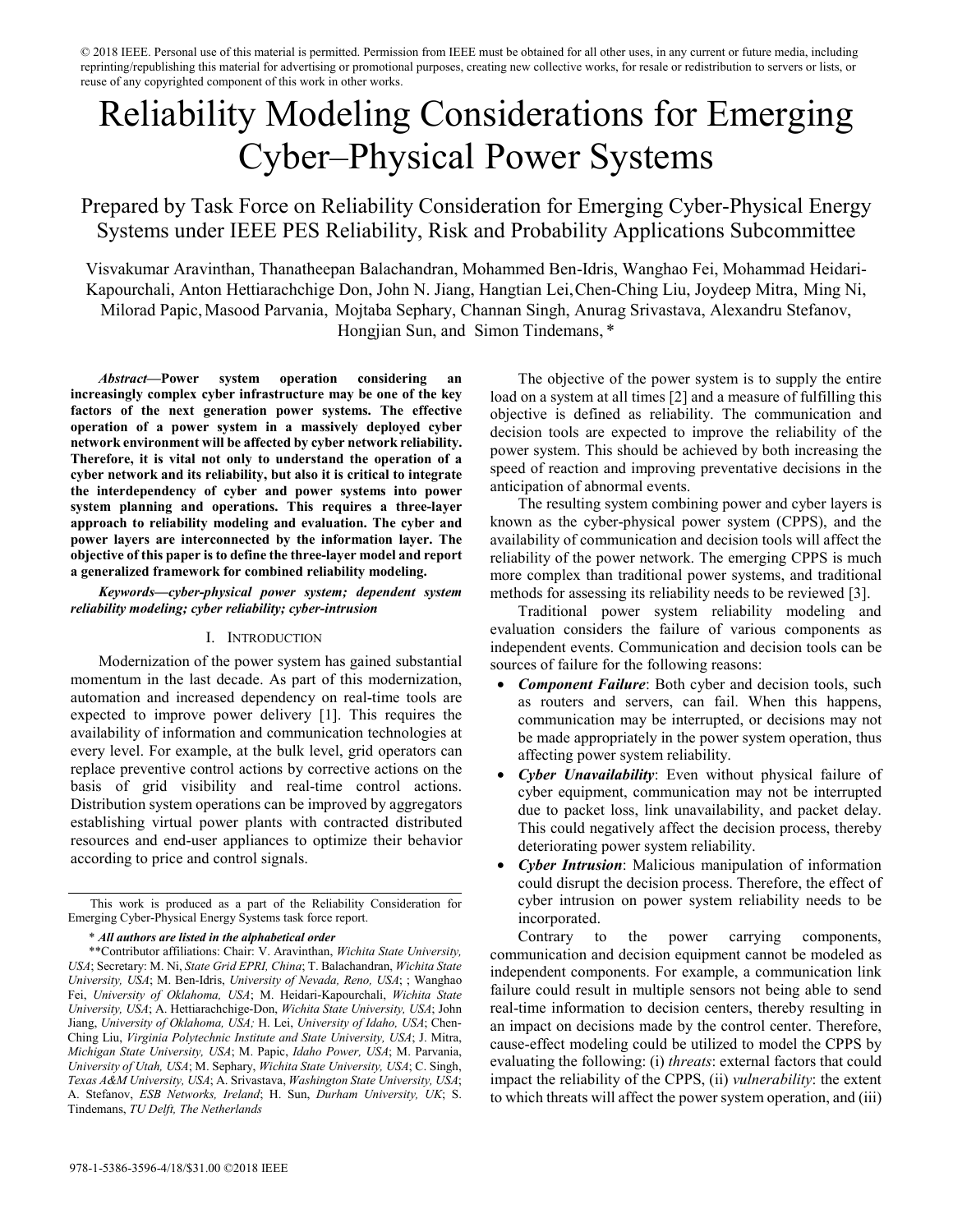© 2018 IEEE. Personal use of this material is permitted. Permission from IEEE must be obtained for all other uses, in any current or future media, including reprinting/republishing this material for advertising or promotional purposes, creating new collective works, for resale or redistribution to servers or lists, or reuse of any copyrighted component of this work in other works.

# Reliability Modeling Considerations for Emerging Cyber–Physical Power Systems

## Prepared by Task Force on Reliability Consideration for Emerging Cyber-Physical Energy Systems under IEEE PES Reliability, Risk and Probability Applications Subcommittee

Visvakumar Aravinthan, Thanatheepan Balachandran, Mohammed Ben-Idris, Wanghao Fei, Mohammad Heidari-Kapourchali, Anton Hettiarachchige Don, John N. Jiang, Hangtian Lei, Chen-Ching Liu, Joydeep Mitra, Ming Ni, Milorad Papic, Masood Parvania, Mojtaba Sephary, Channan Singh, Anurag Srivastava, Alexandru Stefanov, Hongjian Sun, and Simon Tindemans, *

***Abstract*—Power system operation considering an increasingly complex cyber infrastructure may be one of the key factors of the next generation power systems. The effective operation of a power system in a massively deployed cyber network environment will be affected by cyber network reliability. Therefore, it is vital not only to understand the operation of a cyber network and its reliability, but also it is critical to integrate the interdependency of cyber and power systems into power system planning and operations. This requires a three-layer approach to reliability modeling and evaluation. The cyber and power layers are interconnected by the information layer. The objective of this paper is to define the three-layer model and report a generalized framework for combined reliability modeling.**

***Keywords—cyber-physical power system; dependent system reliability modeling; cyber reliability; cyber-intrusion***

## I. Introduction

Modernization of the power system has gained substantial momentum in the last decade. As part of this modernization, automation and increased dependency on real-time tools are expected to improve power delivery [1]. This requires the availability of information and communication technologies at every level. For example, at the bulk level, grid operators can replace preventive control actions by corrective actions on the basis of grid visibility and real-time control actions. Distribution system operations can be improved by aggregators establishing virtual power plants with contracted distributed resources and end-user appliances to optimize their behavior according to price and control signals.

The objective of the power system is to supply the entire load on a system at all times [2] and a measure of fulfilling this objective is defined as reliability. The communication and decision tools are expected to improve the reliability of the power system. This should be achieved by both increasing the speed of reaction and improving preventative decisions in the anticipation of abnormal events.

The resulting system combining power and cyber layers is known as the cyber-physical power system (CPPS), and the availability of communication and decision tools will affect the reliability of the power network. The emerging CPPS is much more complex than traditional power systems, and traditional methods for assessing its reliability needs to be reviewed [3].

Traditional power system reliability modeling and evaluation considers the failure of various components as independent events. Communication and decision tools can be sources of failure for the following reasons:

- ***Component Failure***: Both cyber and decision tools, such as routers and servers, can fail. When this happens, communication may be interrupted, or decisions may not be made appropriately in the power system operation, thus affecting power system reliability.
- ***Cyber Unavailability***: Even without physical failure of cyber equipment, communication may not be interrupted due to packet loss, link unavailability, and packet delay. This could negatively affect the decision process, thereby deteriorating power system reliability.
- ***Cyber Intrusion***: Malicious manipulation of information could disrupt the decision process. Therefore, the effect of cyber intrusion on power system reliability needs to be incorporated.

Contrary to the power carrying components, communication and decision equipment cannot be modeled as independent components. For example, a communication link failure could result in multiple sensors not being able to send real-time information to decision centers, thereby resulting in an impact on decisions made by the control center. Therefore, cause-effect modeling could be utilized to model the CPPS by evaluating the following: (i) *threats*: external factors that could impact the reliability of the CPPS, (ii) *vulnerability*: the extent to which threats will affect the power system operation, and (iii)

---

This work is produced as a part of the Reliability Consideration for Emerging Cyber-Physical Energy Systems task force report.

* ***All authors are listed in the alphabetical order***

**Contributor affiliations: Chair: V. Aravinthan, *Wichita State University, USA*; Secretary: M. Ni, *State Grid EPRI, China*; T. Balachandran, *Wichita State University, USA*; M. Ben-Idris, *University of Nevada, Reno, USA*; ; Wanghao Fei, *University of Oklahoma, USA*; M. Heidari-Kapourchali, *Wichita State University, USA*; A. Hettiarachchige-Don, *Wichita State University, USA*; John Jiang, *University of Oklahoma, USA;* H. Lei, *University of Idaho, USA*; Chen-Ching Liu, *Virginia Polytechnic Institute and State University, USA*; J. Mitra, *Michigan State University, USA*; M. Papic, *Idaho Power, USA*; M. Parvania, *University of Utah, USA*; M. Sephary, *Wichita State University, USA*; C. Singh, *Texas A&M University, USA*; A. Srivastava, *Washington State University, USA*; A. Stefanov, *ESB Networks, Ireland*; H. Sun, *Durham University, UK*; S. Tindemans, *TU Delft, The Netherlands*

978-1-5386-3596-4/18/$31.00 ©2018 IEEE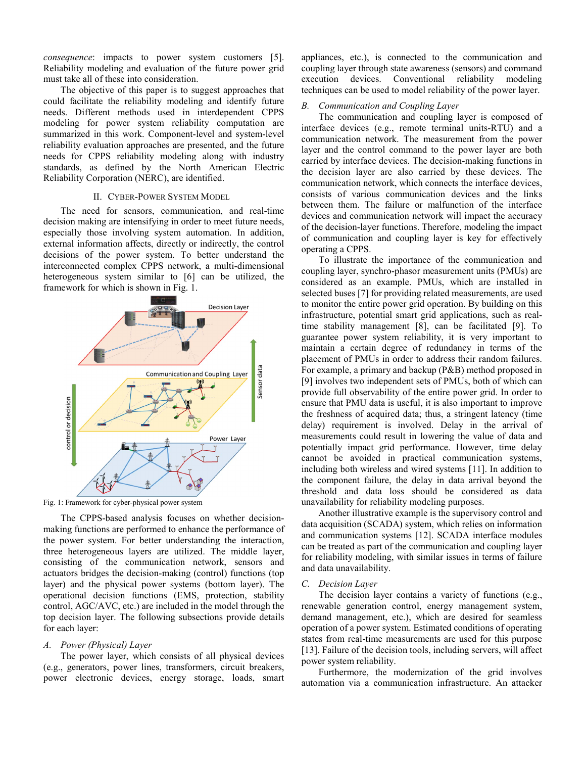*consequence*: impacts to power system customers [5]. Reliability modeling and evaluation of the future power grid must take all of these into consideration.

The objective of this paper is to suggest approaches that could facilitate the reliability modeling and identify future needs. Different methods used in interdependent CPPS modeling for power system reliability computation are summarized in this work. Component-level and system-level reliability evaluation approaches are presented, and the future needs for CPPS reliability modeling along with industry standards, as defined by the North American Electric Reliability Corporation (NERC), are identified.

## II. Cyber-Power System Model

The need for sensors, communication, and real-time decision making are intensifying in order to meet future needs, especially those involving system automation. In addition, external information affects, directly or indirectly, the control decisions of the power system. To better understand the interconnected complex CPPS network, a multi-dimensional heterogeneous system similar to [6] can be utilized, the framework for which is shown in Fig. 1.

Decision Layer

Communication and Coupling Layer

Power Layer

control or decision

Sensor data

Fig. 1: Framework for cyber-physical power system

The CPPS-based analysis focuses on whether decision-making functions are performed to enhance the performance of the power system. For better understanding the interaction, three heterogeneous layers are utilized. The middle layer, consisting of the communication network, sensors and actuators bridges the decision-making (control) functions (top layer) and the physical power systems (bottom layer). The operational decision functions (EMS, protection, stability control, AGC/AVC, etc.) are included in the model through the top decision layer. The following subsections provide details for each layer:

### *A. Power (Physical) Layer*

The power layer, which consists of all physical devices (e.g., generators, power lines, transformers, circuit breakers, power electronic devices, energy storage, loads, smart appliances, etc.), is connected to the communication and coupling layer through state awareness (sensors) and command execution devices. Conventional reliability modeling techniques can be used to model reliability of the power layer.

### *B. Communication and Coupling Layer*

The communication and coupling layer is composed of interface devices (e.g., remote terminal units-RTU) and a communication network. The measurement from the power layer and the control command to the power layer are both carried by interface devices. The decision-making functions in the decision layer are also carried by these devices. The communication network, which connects the interface devices, consists of various communication devices and the links between them. The failure or malfunction of the interface devices and communication network will impact the accuracy of the decision-layer functions. Therefore, modeling the impact of communication and coupling layer is key for effectively operating a CPPS.

To illustrate the importance of the communication and coupling layer, synchro-phasor measurement units (PMUs) are considered as an example. PMUs, which are installed in selected buses [7] for providing related measurements, are used to monitor the entire power grid operation. By building on this infrastructure, potential smart grid applications, such as real-time stability management [8], can be facilitated [9]. To guarantee power system reliability, it is very important to maintain a certain degree of redundancy in terms of the placement of PMUs in order to address their random failures. For example, a primary and backup (P&B) method proposed in [9] involves two independent sets of PMUs, both of which can provide full observability of the entire power grid. In order to ensure that PMU data is useful, it is also important to improve the freshness of acquired data; thus, a stringent latency (time delay) requirement is involved. Delay in the arrival of measurements could result in lowering the value of data and potentially impact grid performance. However, time delay cannot be avoided in practical communication systems, including both wireless and wired systems [11]. In addition to the component failure, the delay in data arrival beyond the threshold and data loss should be considered as data unavailability for reliability modeling purposes.

Another illustrative example is the supervisory control and data acquisition (SCADA) system, which relies on information and communication systems [12]. SCADA interface modules can be treated as part of the communication and coupling layer for reliability modeling, with similar issues in terms of failure and data unavailability.

### *C. Decision Layer*

The decision layer contains a variety of functions (e.g., renewable generation control, energy management system, demand management, etc.), which are desired for seamless operation of a power system. Estimated conditions of operating states from real-time measurements are used for this purpose [13]. Failure of the decision tools, including servers, will affect power system reliability.

Furthermore, the modernization of the grid involves automation via a communication infrastructure. An attacker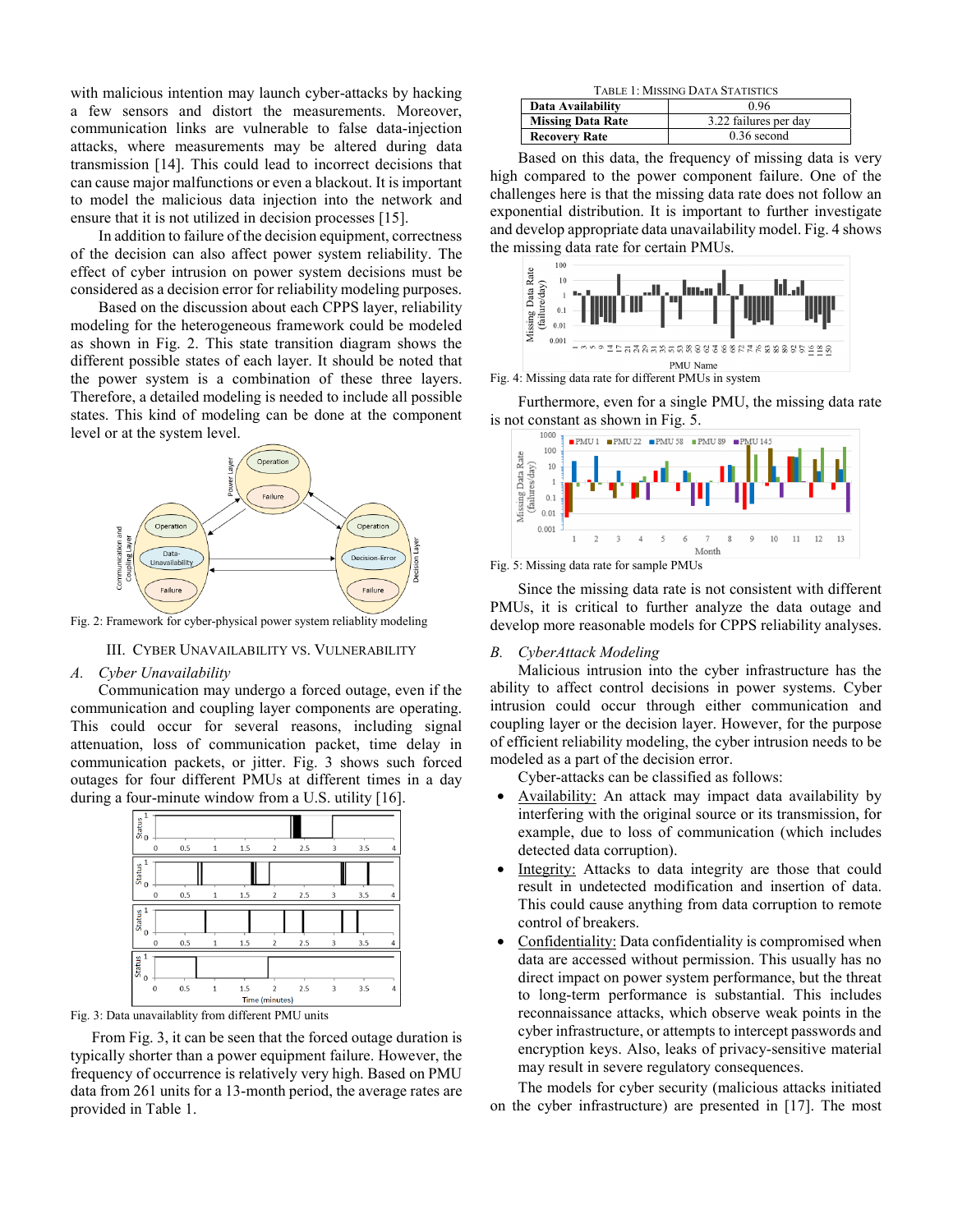with malicious intention may launch cyber-attacks by hacking a few sensors and distort the measurements. Moreover, communication links are vulnerable to false data-injection attacks, where measurements may be altered during data transmission [14]. This could lead to incorrect decisions that can cause major malfunctions or even a blackout. It is important to model the malicious data injection into the network and ensure that it is not utilized in decision processes [15].

In addition to failure of the decision equipment, correctness of the decision can also affect power system reliability. The effect of cyber intrusion on power system decisions must be considered as a decision error for reliability modeling purposes.

Based on the discussion about each CPPS layer, reliability modeling for the heterogeneous framework could be modeled as shown in Fig. 2. This state transition diagram shows the different possible states of each layer. It should be noted that the power system is a combination of these three layers. Therefore, a detailed modeling is needed to include all possible states. This kind of modeling can be done at the component level or at the system level.

Fig. 2: Framework for cyber-physical power system reliablity modeling

## III. Cyber Unavailability vs. Vulnerability

### A. *Cyber Unavailability*

Communication may undergo a forced outage, even if the communication and coupling layer components are operating. This could occur for several reasons, including signal attenuation, loss of communication packet, time delay in communication packets, or jitter. Fig. 3 shows such forced outages for four different PMUs at different times in a day during a four-minute window from a U.S. utility [16].

Fig. 3: Data unavailablity from different PMU units

From Fig. 3, it can be seen that the forced outage duration is typically shorter than a power equipment failure. However, the frequency of occurrence is relatively very high. Based on PMU data from 261 units for a 13-month period, the average rates are provided in Table 1.

Table 1: Missing Data Statistics

| | |
|---|---|
| **Data Availability** | 0.96 |
| **Missing Data Rate** | 3.22 failures per day |
| **Recovery Rate** | 0.36 second |

Based on this data, the frequency of missing data is very high compared to the power component failure. One of the challenges here is that the missing data rate does not follow an exponential distribution. It is important to further investigate and develop appropriate data unavailability model. Fig. 4 shows the missing data rate for certain PMUs.

Fig. 4: Missing data rate for different PMUs in system

Furthermore, even for a single PMU, the missing data rate is not constant as shown in Fig. 5.

Fig. 5: Missing data rate for sample PMUs

Since the missing data rate is not consistent with different PMUs, it is critical to further analyze the data outage and develop more reasonable models for CPPS reliability analyses.

### B. *CyberAttack Modeling*

Malicious intrusion into the cyber infrastructure has the ability to affect control decisions in power systems. Cyber intrusion could occur through either communication and coupling layer or the decision layer. However, for the purpose of efficient reliability modeling, the cyber intrusion needs to be modeled as a part of the decision error.

Cyber-attacks can be classified as follows:

- Availability: An attack may impact data availability by interfering with the original source or its transmission, for example, due to loss of communication (which includes detected data corruption).
- Integrity: Attacks to data integrity are those that could result in undetected modification and insertion of data. This could cause anything from data corruption to remote control of breakers.
- Confidentiality: Data confidentiality is compromised when data are accessed without permission. This usually has no direct impact on power system performance, but the threat to long-term performance is substantial. This includes reconnaissance attacks, which observe weak points in the cyber infrastructure, or attempts to intercept passwords and encryption keys. Also, leaks of privacy-sensitive material may result in severe regulatory consequences.

The models for cyber security (malicious attacks initiated on the cyber infrastructure) are presented in [17]. The most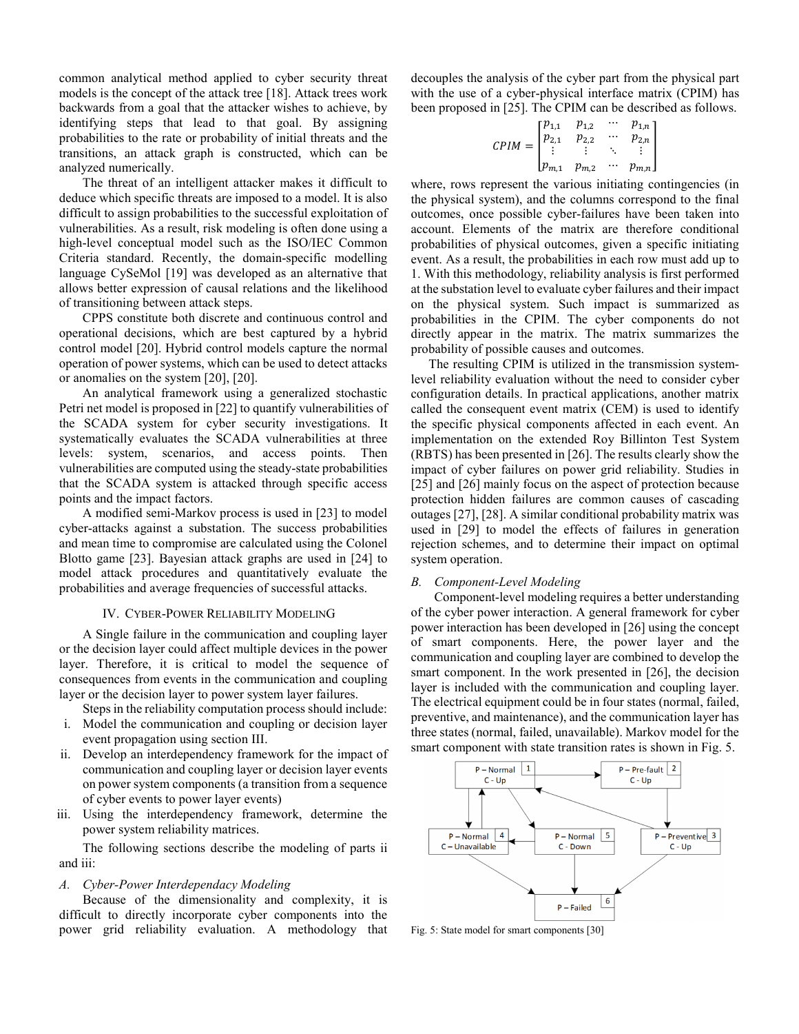common analytical method applied to cyber security threat models is the concept of the attack tree [18]. Attack trees work backwards from a goal that the attacker wishes to achieve, by identifying steps that lead to that goal. By assigning probabilities to the rate or probability of initial threats and the transitions, an attack graph is constructed, which can be analyzed numerically.

The threat of an intelligent attacker makes it difficult to deduce which specific threats are imposed to a model. It is also difficult to assign probabilities to the successful exploitation of vulnerabilities. As a result, risk modeling is often done using a high-level conceptual model such as the ISO/IEC Common Criteria standard. Recently, the domain-specific modelling language CySeMol [19] was developed as an alternative that allows better expression of causal relations and the likelihood of transitioning between attack steps.

CPPS constitute both discrete and continuous control and operational decisions, which are best captured by a hybrid control model [20]. Hybrid control models capture the normal operation of power systems, which can be used to detect attacks or anomalies on the system [20], [20].

An analytical framework using a generalized stochastic Petri net model is proposed in [22] to quantify vulnerabilities of the SCADA system for cyber security investigations. It systematically evaluates the SCADA vulnerabilities at three levels: system, scenarios, and access points. Then vulnerabilities are computed using the steady-state probabilities that the SCADA system is attacked through specific access points and the impact factors.

A modified semi-Markov process is used in [23] to model cyber-attacks against a substation. The success probabilities and mean time to compromise are calculated using the Colonel Blotto game [23]. Bayesian attack graphs are used in [24] to model attack procedures and quantitatively evaluate the probabilities and average frequencies of successful attacks.

## IV. Cyber-Power Reliability Modeling

A Single failure in the communication and coupling layer or the decision layer could affect multiple devices in the power layer. Therefore, it is critical to model the sequence of consequences from events in the communication and coupling layer or the decision layer to power system layer failures.

Steps in the reliability computation process should include:

i. Model the communication and coupling or decision layer event propagation using section III.
ii. Develop an interdependency framework for the impact of communication and coupling layer or decision layer events on power system components (a transition from a sequence of cyber events to power layer events)
iii. Using the interdependency framework, determine the power system reliability matrices.

The following sections describe the modeling of parts ii and iii:

### *A. Cyber-Power Interdependacy Modeling*

Because of the dimensionality and complexity, it is difficult to directly incorporate cyber components into the power grid reliability evaluation. A methodology that decouples the analysis of the cyber part from the physical part with the use of a cyber-physical interface matrix (CPIM) has been proposed in [25]. The CPIM can be described as follows.

$$CPIM = \begin{bmatrix} p_{1,1} & p_{1,2} & \cdots & p_{1,n} \\ p_{2,1} & p_{2,2} & \cdots & p_{2,n} \\ \vdots & \vdots & \ddots & \vdots \\ p_{m,1} & p_{m,2} & \cdots & p_{m,n} \end{bmatrix}$$

where, rows represent the various initiating contingencies (in the physical system), and the columns correspond to the final outcomes, once possible cyber-failures have been taken into account. Elements of the matrix are therefore conditional probabilities of physical outcomes, given a specific initiating event. As a result, the probabilities in each row must add up to 1. With this methodology, reliability analysis is first performed at the substation level to evaluate cyber failures and their impact on the physical system. Such impact is summarized as probabilities in the CPIM. The cyber components do not directly appear in the matrix. The matrix summarizes the probability of possible causes and outcomes.

The resulting CPIM is utilized in the transmission system-level reliability evaluation without the need to consider cyber configuration details. In practical applications, another matrix called the consequent event matrix (CEM) is used to identify the specific physical components affected in each event. An implementation on the extended Roy Billinton Test System (RBTS) has been presented in [26]. The results clearly show the impact of cyber failures on power grid reliability. Studies in [25] and [26] mainly focus on the aspect of protection because protection hidden failures are common causes of cascading outages [27], [28]. A similar conditional probability matrix was used in [29] to model the effects of failures in generation rejection schemes, and to determine their impact on optimal system operation.

### *B. Component-Level Modeling*

Component-level modeling requires a better understanding of the cyber power interaction. A general framework for cyber power interaction has been developed in [26] using the concept of smart components. Here, the power layer and the communication and coupling layer are combined to develop the smart component. In the work presented in [26], the decision layer is included with the communication and coupling layer. The electrical equipment could be in four states (normal, failed, preventive, and maintenance), and the communication layer has three states (normal, failed, unavailable). Markov model for the smart component with state transition rates is shown in Fig. 5.

P – Normal 1
C - Up

P – Pre-fault 2
C - Up

P – Normal 4
C – Unavailable

P – Normal 5
C - Down

P – Preventive 3
C - Up

P – Failed 6

Fig. 5: State model for smart components [30]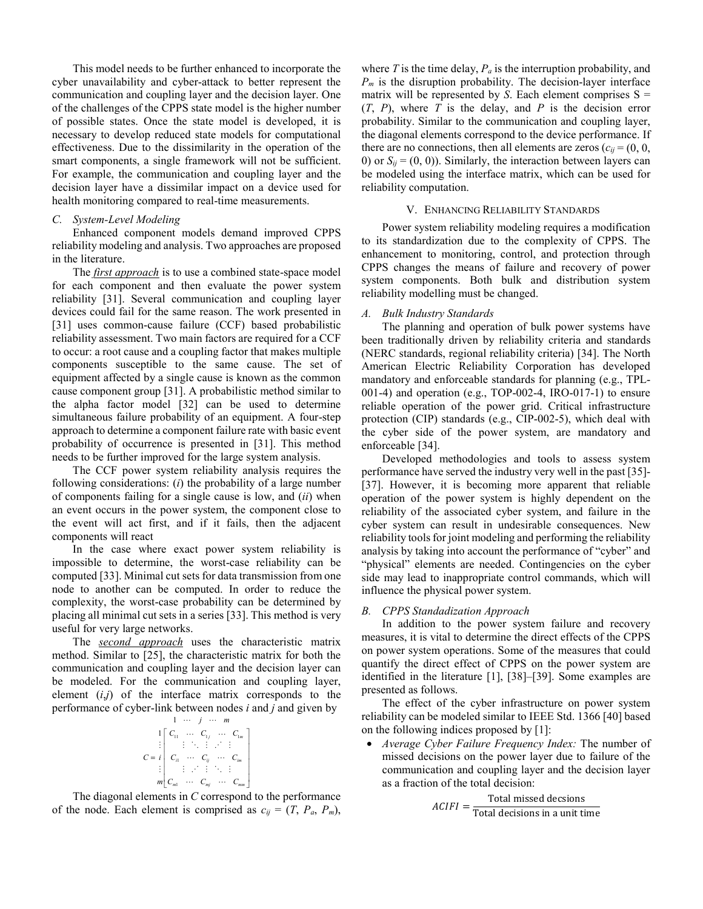This model needs to be further enhanced to incorporate the cyber unavailability and cyber-attack to better represent the communication and coupling layer and the decision layer. One of the challenges of the CPPS state model is the higher number of possible states. Once the state model is developed, it is necessary to develop reduced state models for computational effectiveness. Due to the dissimilarity in the operation of the smart components, a single framework will not be sufficient. For example, the communication and coupling layer and the decision layer have a dissimilar impact on a device used for health monitoring compared to real-time measurements.

### *C. System-Level Modeling*

Enhanced component models demand improved CPPS reliability modeling and analysis. Two approaches are proposed in the literature.

The ***first approach*** is to use a combined state-space model for each component and then evaluate the power system reliability [31]. Several communication and coupling layer devices could fail for the same reason. The work presented in [31] uses common-cause failure (CCF) based probabilistic reliability assessment. Two main factors are required for a CCF to occur: a root cause and a coupling factor that makes multiple components susceptible to the same cause. The set of equipment affected by a single cause is known as the common cause component group [31]. A probabilistic method similar to the alpha factor model [32] can be used to determine simultaneous failure probability of an equipment. A four-step approach to determine a component failure rate with basic event probability of occurrence is presented in [31]. This method needs to be further improved for the large system analysis.

The CCF power system reliability analysis requires the following considerations: (*i*) the probability of a large number of components failing for a single cause is low, and (*ii*) when an event occurs in the power system, the component close to the event will act first, and if it fails, then the adjacent components will react

In the case where exact power system reliability is impossible to determine, the worst-case reliability can be computed [33]. Minimal cut sets for data transmission from one node to another can be computed. In order to reduce the complexity, the worst-case probability can be determined by placing all minimal cut sets in a series [33]. This method is very useful for very large networks.

The ***second approach*** uses the characteristic matrix method. Similar to [25], the characteristic matrix for both the communication and coupling layer and the decision layer can be modeled. For the communication and coupling layer, element (*i*,*j*) of the interface matrix corresponds to the performance of cyber-link between nodes *i* and *j* and given by

$$
C = \begin{array}{c} \\ 1 \\ \vdots \\ i \\ \vdots \\ m \end{array}
\begin{array}{c} \begin{array}{ccccc} 1 & \cdots & j & \cdots & m \end{array} \\
\begin{bmatrix} C_{11} & \cdots & C_{1j} & \cdots & C_{1m} \\ \vdots & \ddots & \vdots & \iddots & \vdots \\ C_{i1} & \cdots & C_{ij} & \cdots & C_{im} \\ \vdots & \iddots & \vdots & \ddots & \vdots \\ C_{m1} & \cdots & C_{mj} & \cdots & C_{mm} \end{bmatrix} \end{array}
$$

The diagonal elements in $C$ correspond to the performance of the node. Each element is comprised as $c_{ij} = (T, P_a, P_m)$, where $T$ is the time delay, $P_a$ is the interruption probability, and $P_m$ is the disruption probability. The decision-layer interface matrix will be represented by $S$. Each element comprises $S = (T, P)$, where $T$ is the delay, and $P$ is the decision error probability. Similar to the communication and coupling layer, the diagonal elements correspond to the device performance. If there are no connections, then all elements are zeros ($c_{ij} = (0, 0, 0)$ or $S_{ij} = (0, 0)$). Similarly, the interaction between layers can be modeled using the interface matrix, which can be used for reliability computation.

## V. Enhancing Reliability Standards

Power system reliability modeling requires a modification to its standardization due to the complexity of CPPS. The enhancement to monitoring, control, and protection through CPPS changes the means of failure and recovery of power system components. Both bulk and distribution system reliability modelling must be changed.

### *A. Bulk Industry Standards*

The planning and operation of bulk power systems have been traditionally driven by reliability criteria and standards (NERC standards, regional reliability criteria) [34]. The North American Electric Reliability Corporation has developed mandatory and enforceable standards for planning (e.g., TPL-001-4) and operation (e.g., TOP-002-4, IRO-017-1) to ensure reliable operation of the power grid. Critical infrastructure protection (CIP) standards (e.g., CIP-002-5), which deal with the cyber side of the power system, are mandatory and enforceable [34].

Developed methodologies and tools to assess system performance have served the industry very well in the past [35]-[37]. However, it is becoming more apparent that reliable operation of the power system is highly dependent on the reliability of the associated cyber system, and failure in the cyber system can result in undesirable consequences. New reliability tools for joint modeling and performing the reliability analysis by taking into account the performance of "cyber" and "physical" elements are needed. Contingencies on the cyber side may lead to inappropriate control commands, which will influence the physical power system.

### *B. CPPS Standadization Approach*

In addition to the power system failure and recovery measures, it is vital to determine the direct effects of the CPPS on power system operations. Some of the measures that could quantify the direct effect of CPPS on the power system are identified in the literature [1], [38]–[39]. Some examples are presented as follows.

The effect of the cyber infrastructure on power system reliability can be modeled similar to IEEE Std. 1366 [40] based on the following indices proposed by [1]:

- *Average Cyber Failure Frequency Index:* The number of missed decisions on the power layer due to failure of the communication and coupling layer and the decision layer as a fraction of the total decision:

$$ACIFI = \frac{\text{Total missed decsions}}{\text{Total decisions in a unit time}}$$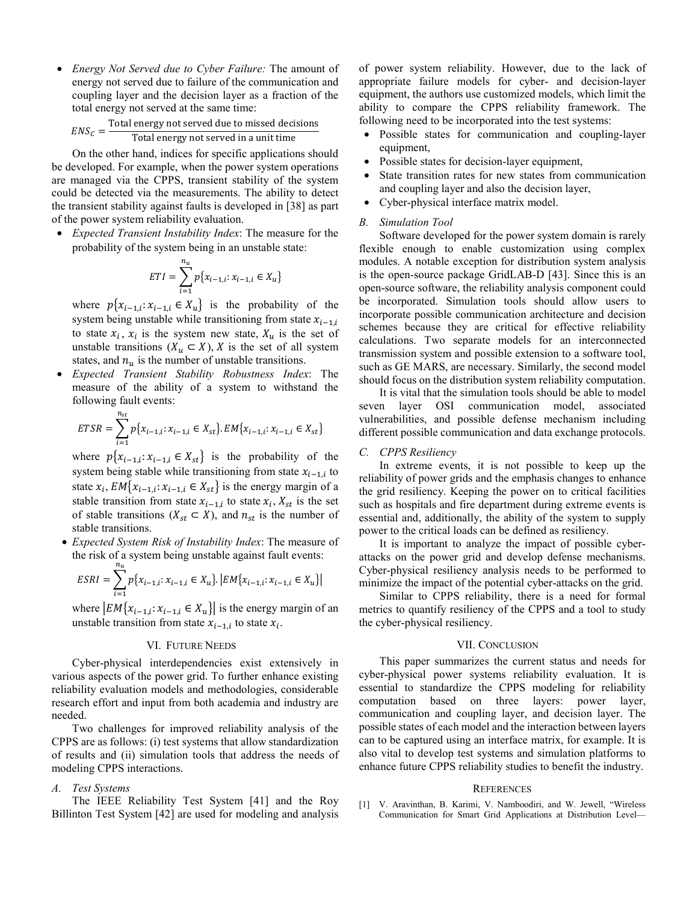- *Energy Not Served due to Cyber Failure:* The amount of energy not served due to failure of the communication and coupling layer and the decision layer as a fraction of the total energy not served at the same time:

$$ENS_C = \frac{\text{Total energy not served due to missed decisions}}{\text{Total energy not served in a unit time}}$$

On the other hand, indices for specific applications should be developed. For example, when the power system operations are managed via the CPPS, transient stability of the system could be detected via the measurements. The ability to detect the transient stability against faults is developed in [38] as part of the power system reliability evaluation.

- *Expected Transient Instability Index*: The measure for the probability of the system being in an unstable state:

$$ETI = \sum_{i=1}^{n_u} p\{x_{i-1,i} : x_{i-1,i} \in X_u\}$$

where $p\{x_{i-1,i} : x_{i-1,i} \in X_u\}$ is the probability of the system being unstable while transitioning from state $x_{i-1,i}$ to state $x_i$, $x_i$ is the system new state, $X_u$ is the set of unstable transitions ($X_u \subset X$), $X$ is the set of all system states, and $n_u$ is the number of unstable transitions.

- *Expected Transient Stability Robustness Index*: The measure of the ability of a system to withstand the following fault events:

$$ETSR = \sum_{i=1}^{n_{st}} p\{x_{i-1,i} : x_{i-1,i} \in X_{st}\} . EM\{x_{i-1,i} : x_{i-1,i} \in X_{st}\}$$

where $p\{x_{i-1,i} : x_{i-1,i} \in X_{st}\}$ is the probability of the system being stable while transitioning from state $x_{i-1,i}$ to state $x_i$, $EM\{x_{i-1,i} : x_{i-1,i} \in X_{st}\}$ is the energy margin of a stable transition from state $x_{i-1,i}$ to state $x_i$, $X_{st}$ is the set of stable transitions ($X_{st} \subset X$), and $n_{st}$ is the number of stable transitions.

- *Expected System Risk of Instability Index*: The measure of the risk of a system being unstable against fault events:

$$ESRI = \sum_{i=1}^{n_u} p\{x_{i-1,i} : x_{i-1,i} \in X_u\} . |EM\{x_{i-1,i} : x_{i-1,i} \in X_u\}|$$

where $|EM\{x_{i-1,i} : x_{i-1,i} \in X_u\}|$ is the energy margin of an unstable transition from state $x_{i-1,i}$ to state $x_i$.

## VI. Future Needs

Cyber-physical interdependencies exist extensively in various aspects of the power grid. To further enhance existing reliability evaluation models and methodologies, considerable research effort and input from both academia and industry are needed.

Two challenges for improved reliability analysis of the CPPS are as follows: (i) test systems that allow standardization of results and (ii) simulation tools that address the needs of modeling CPPS interactions.

### A. Test Systems

The IEEE Reliability Test System [41] and the Roy Billinton Test System [42] are used for modeling and analysis of power system reliability. However, due to the lack of appropriate failure models for cyber- and decision-layer equipment, the authors use customized models, which limit the ability to compare the CPPS reliability framework. The following need to be incorporated into the test systems:

- Possible states for communication and coupling-layer equipment,
- Possible states for decision-layer equipment,
- State transition rates for new states from communication and coupling layer and also the decision layer,
- Cyber-physical interface matrix model.

### B. Simulation Tool

Software developed for the power system domain is rarely flexible enough to enable customization using complex modules. A notable exception for distribution system analysis is the open-source package GridLAB-D [43]. Since this is an open-source software, the reliability analysis component could be incorporated. Simulation tools should allow users to incorporate possible communication architecture and decision schemes because they are critical for effective reliability calculations. Two separate models for an interconnected transmission system and possible extension to a software tool, such as GE MARS, are necessary. Similarly, the second model should focus on the distribution system reliability computation.

It is vital that the simulation tools should be able to model seven layer OSI communication model, associated vulnerabilities, and possible defense mechanism including different possible communication and data exchange protocols.

### C. CPPS Resiliency

In extreme events, it is not possible to keep up the reliability of power grids and the emphasis changes to enhance the grid resiliency. Keeping the power on to critical facilities such as hospitals and fire department during extreme events is essential and, additionally, the ability of the system to supply power to the critical loads can be defined as resiliency.

It is important to analyze the impact of possible cyber-attacks on the power grid and develop defense mechanisms. Cyber-physical resiliency analysis needs to be performed to minimize the impact of the potential cyber-attacks on the grid.

Similar to CPPS reliability, there is a need for formal metrics to quantify resiliency of the CPPS and a tool to study the cyber-physical resiliency.

## VII. Conclusion

This paper summarizes the current status and needs for cyber-physical power systems reliability evaluation. It is essential to standardize the CPPS modeling for reliability computation based on three layers: power layer, communication and coupling layer, and decision layer. The possible states of each model and the interaction between layers can to be captured using an interface matrix, for example. It is also vital to develop test systems and simulation platforms to enhance future CPPS reliability studies to benefit the industry.

## References

[1] V. Aravinthan, B. Karimi, V. Namboodiri, and W. Jewell, "Wireless Communication for Smart Grid Applications at Distribution Level—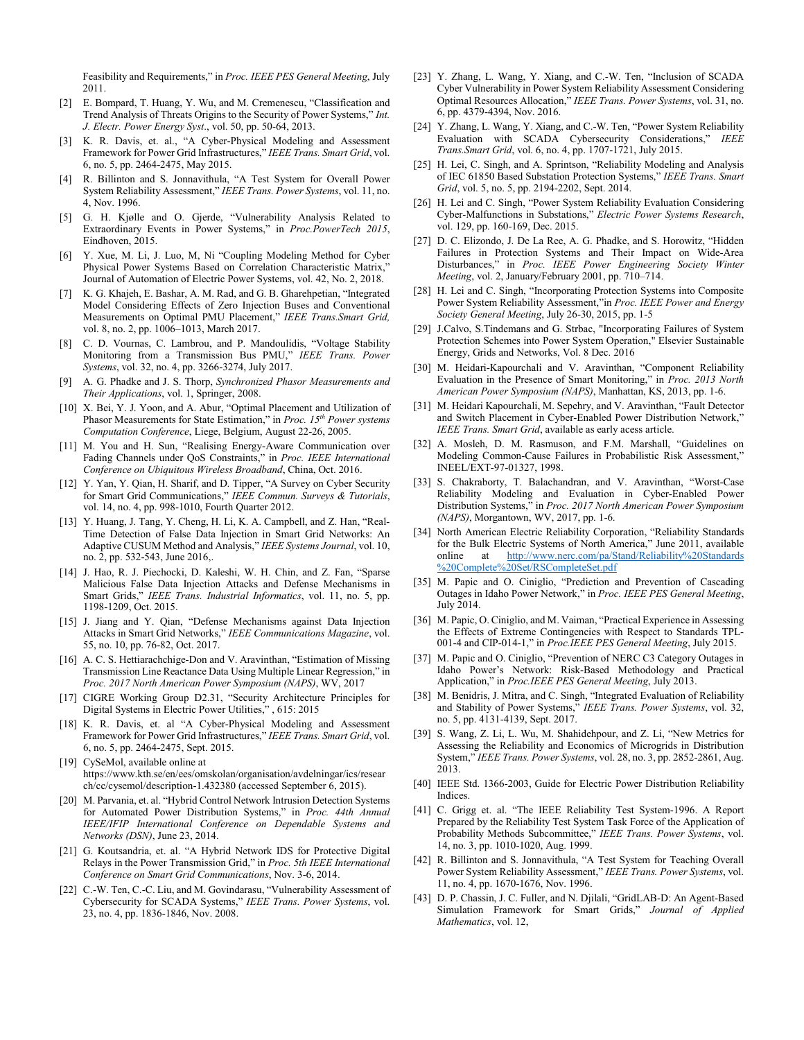Feasibility and Requirements," in *Proc. IEEE PES General Meeting*, July 2011.

[2] E. Bompard, T. Huang, Y. Wu, and M. Cremenescu, "Classification and Trend Analysis of Threats Origins to the Security of Power Systems," *Int. J. Electr. Power Energy Syst*., vol. 50, pp. 50-64, 2013.

[3] K. R. Davis, et. al., "A Cyber-Physical Modeling and Assessment Framework for Power Grid Infrastructures," *IEEE Trans. Smart Grid*, vol. 6, no. 5, pp. 2464-2475, May 2015.

[4] R. Billinton and S. Jonnavithula, "A Test System for Overall Power System Reliability Assessment," *IEEE Trans. Power Systems*, vol. 11, no. 4, Nov. 1996.

[5] G. H. Kjølle and O. Gjerde, "Vulnerability Analysis Related to Extraordinary Events in Power Systems," in *Proc.PowerTech 2015*, Eindhoven, 2015.

[6] Y. Xue, M. Li, J. Luo, M, Ni "Coupling Modeling Method for Cyber Physical Power Systems Based on Correlation Characteristic Matrix," Journal of Automation of Electric Power Systems, vol. 42, No. 2, 2018.

[7] K. G. Khajeh, E. Bashar, A. M. Rad, and G. B. Gharehpetian, "Integrated Model Considering Effects of Zero Injection Buses and Conventional Measurements on Optimal PMU Placement," *IEEE Trans.Smart Grid,* vol. 8, no. 2, pp. 1006–1013, March 2017.

[8] C. D. Vournas, C. Lambrou, and P. Mandoulidis, "Voltage Stability Monitoring from a Transmission Bus PMU," *IEEE Trans. Power Systems*, vol. 32, no. 4, pp. 3266-3274, July 2017.

[9] A. G. Phadke and J. S. Thorp, *Synchronized Phasor Measurements and Their Applications*, vol. 1, Springer, 2008.

[10] X. Bei, Y. J. Yoon, and A. Abur, "Optimal Placement and Utilization of Phasor Measurements for State Estimation," in *Proc. 15th Power systems Computation Conference*, Liege, Belgium, August 22-26, 2005.

[11] M. You and H. Sun, "Realising Energy-Aware Communication over Fading Channels under QoS Constraints," in *Proc. IEEE International Conference on Ubiquitous Wireless Broadband*, China, Oct. 2016.

[12] Y. Yan, Y. Qian, H. Sharif, and D. Tipper, "A Survey on Cyber Security for Smart Grid Communications," *IEEE Commun. Surveys & Tutorials*, vol. 14, no. 4, pp. 998-1010, Fourth Quarter 2012.

[13] Y. Huang, J. Tang, Y. Cheng, H. Li, K. A. Campbell, and Z. Han, "Real-Time Detection of False Data Injection in Smart Grid Networks: An Adaptive CUSUM Method and Analysis," *IEEE Systems Journal*, vol. 10, no. 2, pp. 532-543, June 2016,.

[14] J. Hao, R. J. Piechocki, D. Kaleshi, W. H. Chin, and Z. Fan, "Sparse Malicious False Data Injection Attacks and Defense Mechanisms in Smart Grids," *IEEE Trans. Industrial Informatics*, vol. 11, no. 5, pp. 1198-1209, Oct. 2015.

[15] J. Jiang and Y. Qian, "Defense Mechanisms against Data Injection Attacks in Smart Grid Networks," *IEEE Communications Magazine*, vol. 55, no. 10, pp. 76-82, Oct. 2017.

[16] A. C. S. Hettiarachchige-Don and V. Aravinthan, "Estimation of Missing Transmission Line Reactance Data Using Multiple Linear Regression," in *Proc. 2017 North American Power Symposium (NAPS)*, WV, 2017

[17] CIGRE Working Group D2.31, "Security Architecture Principles for Digital Systems in Electric Power Utilities," , 615: 2015

[18] K. R. Davis, et. al "A Cyber-Physical Modeling and Assessment Framework for Power Grid Infrastructures," *IEEE Trans. Smart Grid*, vol. 6, no. 5, pp. 2464-2475, Sept. 2015.

[19] CySeMol, available online at https://www.kth.se/en/ees/omskolan/organisation/avdelningar/ics/research/cc/cysemol/description-1.432380 (accessed September 6, 2015).

[20] M. Parvania, et. al. "Hybrid Control Network Intrusion Detection Systems for Automated Power Distribution Systems," in *Proc. 44th Annual IEEE/IFIP International Conference on Dependable Systems and Networks (DSN)*, June 23, 2014.

[21] G. Koutsandria, et. al. "A Hybrid Network IDS for Protective Digital Relays in the Power Transmission Grid," in *Proc. 5th IEEE International Conference on Smart Grid Communications*, Nov. 3-6, 2014.

[22] C.-W. Ten, C.-C. Liu, and M. Govindarasu, "Vulnerability Assessment of Cybersecurity for SCADA Systems," *IEEE Trans. Power Systems*, vol. 23, no. 4, pp. 1836-1846, Nov. 2008.

[23] Y. Zhang, L. Wang, Y. Xiang, and C.-W. Ten, "Inclusion of SCADA Cyber Vulnerability in Power System Reliability Assessment Considering Optimal Resources Allocation," *IEEE Trans. Power Systems*, vol. 31, no. 6, pp. 4379-4394, Nov. 2016.

[24] Y. Zhang, L. Wang, Y. Xiang, and C.-W. Ten, "Power System Reliability Evaluation with SCADA Cybersecurity Considerations," *IEEE Trans.Smart Grid*, vol. 6, no. 4, pp. 1707-1721, July 2015.

[25] H. Lei, C. Singh, and A. Sprintson, "Reliability Modeling and Analysis of IEC 61850 Based Substation Protection Systems," *IEEE Trans. Smart Grid*, vol. 5, no. 5, pp. 2194-2202, Sept. 2014.

[26] H. Lei and C. Singh, "Power System Reliability Evaluation Considering Cyber-Malfunctions in Substations," *Electric Power Systems Research*, vol. 129, pp. 160-169, Dec. 2015.

[27] D. C. Elizondo, J. De La Ree, A. G. Phadke, and S. Horowitz, "Hidden Failures in Protection Systems and Their Impact on Wide-Area Disturbances," in *Proc. IEEE Power Engineering Society Winter Meeting*, vol. 2, January/February 2001, pp. 710–714.

[28] H. Lei and C. Singh, "Incorporating Protection Systems into Composite Power System Reliability Assessment,"in *Proc. IEEE Power and Energy Society General Meeting*, July 26-30, 2015, pp. 1-5

[29] J.Calvo, S.Tindemans and G. Strbac, "Incorporating Failures of System Protection Schemes into Power System Operation," Elsevier Sustainable Energy, Grids and Networks, Vol. 8 Dec. 2016

[30] M. Heidari-Kapourchali and V. Aravinthan, "Component Reliability Evaluation in the Presence of Smart Monitoring," in *Proc. 2013 North American Power Symposium (NAPS)*, Manhattan, KS, 2013, pp. 1-6.

[31] M. Heidari Kapourchali, M. Sepehry, and V. Aravinthan, "Fault Detector and Switch Placement in Cyber-Enabled Power Distribution Network," *IEEE Trans. Smart Grid*, available as early acess article.

[32] A. Mosleh, D. M. Rasmuson, and F.M. Marshall, "Guidelines on Modeling Common-Cause Failures in Probabilistic Risk Assessment," INEEL/EXT-97-01327, 1998.

[33] S. Chakraborty, T. Balachandran, and V. Aravinthan, "Worst-Case Reliability Modeling and Evaluation in Cyber-Enabled Power Distribution Systems," in *Proc. 2017 North American Power Symposium (NAPS)*, Morgantown, WV, 2017, pp. 1-6.

[34] North American Electric Reliability Corporation, "Reliability Standards for the Bulk Electric Systems of North America," June 2011, available online at http://www.nerc.com/pa/Stand/Reliability%20Standards%20Complete%20Set/RSCompleteSet.pdf

[35] M. Papic and O. Ciniglio, "Prediction and Prevention of Cascading Outages in Idaho Power Network," in *Proc. IEEE PES General Meeting*, July 2014.

[36] M. Papic, O. Ciniglio, and M. Vaiman, "Practical Experience in Assessing the Effects of Extreme Contingencies with Respect to Standards TPL-001-4 and CIP-014-1," in *Proc.IEEE PES General Meeting*, July 2015.

[37] M. Papic and O. Ciniglio, "Prevention of NERC C3 Category Outages in Idaho Power's Network: Risk-Based Methodology and Practical Application," in *Proc.IEEE PES General Meeting*, July 2013.

[38] M. Benidris, J. Mitra, and C. Singh, "Integrated Evaluation of Reliability and Stability of Power Systems," *IEEE Trans. Power Systems*, vol. 32, no. 5, pp. 4131-4139, Sept. 2017.

[39] S. Wang, Z. Li, L. Wu, M. Shahidehpour, and Z. Li, "New Metrics for Assessing the Reliability and Economics of Microgrids in Distribution System," *IEEE Trans. Power Systems*, vol. 28, no. 3, pp. 2852-2861, Aug. 2013.

[40] IEEE Std. 1366-2003, Guide for Electric Power Distribution Reliability Indices.

[41] C. Grigg et. al. "The IEEE Reliability Test System-1996. A Report Prepared by the Reliability Test System Task Force of the Application of Probability Methods Subcommittee," *IEEE Trans. Power Systems*, vol. 14, no. 3, pp. 1010-1020, Aug. 1999.

[42] R. Billinton and S. Jonnavithula, "A Test System for Teaching Overall Power System Reliability Assessment," *IEEE Trans. Power Systems*, vol. 11, no. 4, pp. 1670-1676, Nov. 1996.

[43] D. P. Chassin, J. C. Fuller, and N. Djilali, "GridLAB-D: An Agent-Based Simulation Framework for Smart Grids," *Journal of Applied Mathematics*, vol. 12,